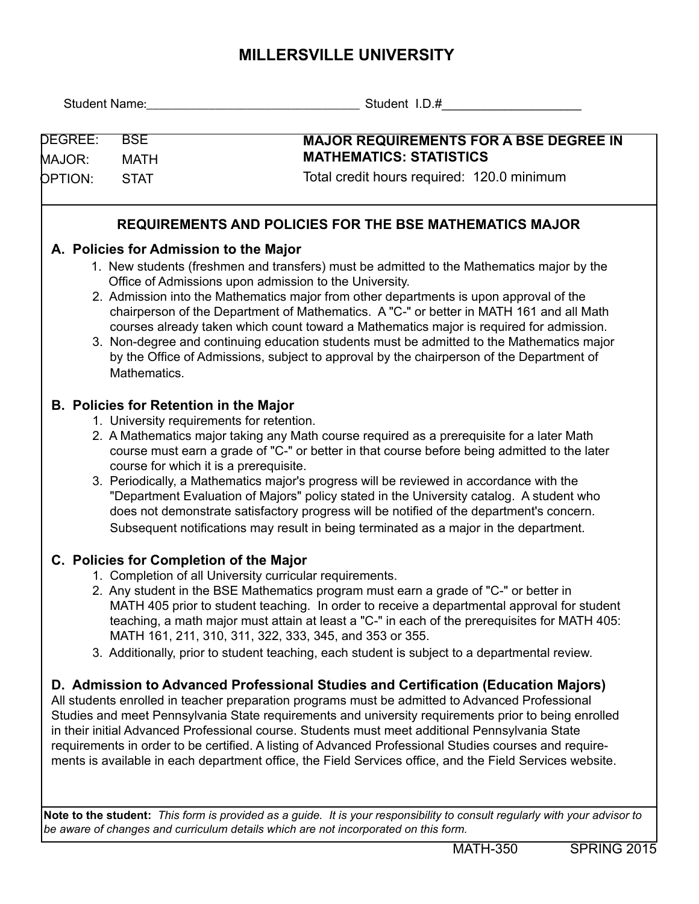# MILLERSVILLE UNIVERSITY

Student Name:_______________________________ Student I.D.#____________________

| DEGREE: BSE<br>MAJOR: MATH<br>OPTION: STAT | **MAJOR REQUIREMENTS FOR A BSE DEGREE IN MATHEMATICS: STATISTICS**<br>Total credit hours required: 120.0 minimum |
|---|---|

## REQUIREMENTS AND POLICIES FOR THE BSE MATHEMATICS MAJOR

### A. Policies for Admission to the Major

1. New students (freshmen and transfers) must be admitted to the Mathematics major by the Office of Admissions upon admission to the University.
2. Admission into the Mathematics major from other departments is upon approval of the chairperson of the Department of Mathematics. A "C-" or better in MATH 161 and all Math courses already taken which count toward a Mathematics major is required for admission.
3. Non-degree and continuing education students must be admitted to the Mathematics major by the Office of Admissions, subject to approval by the chairperson of the Department of Mathematics.

### B. Policies for Retention in the Major

1. University requirements for retention.
2. A Mathematics major taking any Math course required as a prerequisite for a later Math course must earn a grade of "C-" or better in that course before being admitted to the later course for which it is a prerequisite.
3. Periodically, a Mathematics major's progress will be reviewed in accordance with the "Department Evaluation of Majors" policy stated in the University catalog. A student who does not demonstrate satisfactory progress will be notified of the department's concern. Subsequent notifications may result in being terminated as a major in the department.

### C. Policies for Completion of the Major

1. Completion of all University curricular requirements.
2. Any student in the BSE Mathematics program must earn a grade of "C-" or better in MATH 405 prior to student teaching. In order to receive a departmental approval for student teaching, a math major must attain at least a "C-" in each of the prerequisites for MATH 405: MATH 161, 211, 310, 311, 322, 333, 345, and 353 or 355.
3. Additionally, prior to student teaching, each student is subject to a departmental review.

### D. Admission to Advanced Professional Studies and Certification (Education Majors)

All students enrolled in teacher preparation programs must be admitted to Advanced Professional Studies and meet Pennsylvania State requirements and university requirements prior to being enrolled in their initial Advanced Professional course. Students must meet additional Pennsylvania State requirements in order to be certified. A listing of Advanced Professional Studies courses and requirements is available in each department office, the Field Services office, and the Field Services website.

**Note to the student:** *This form is provided as a guide. It is your responsibility to consult regularly with your advisor to be aware of changes and curriculum details which are not incorporated on this form.*

MATH-350 SPRING 2015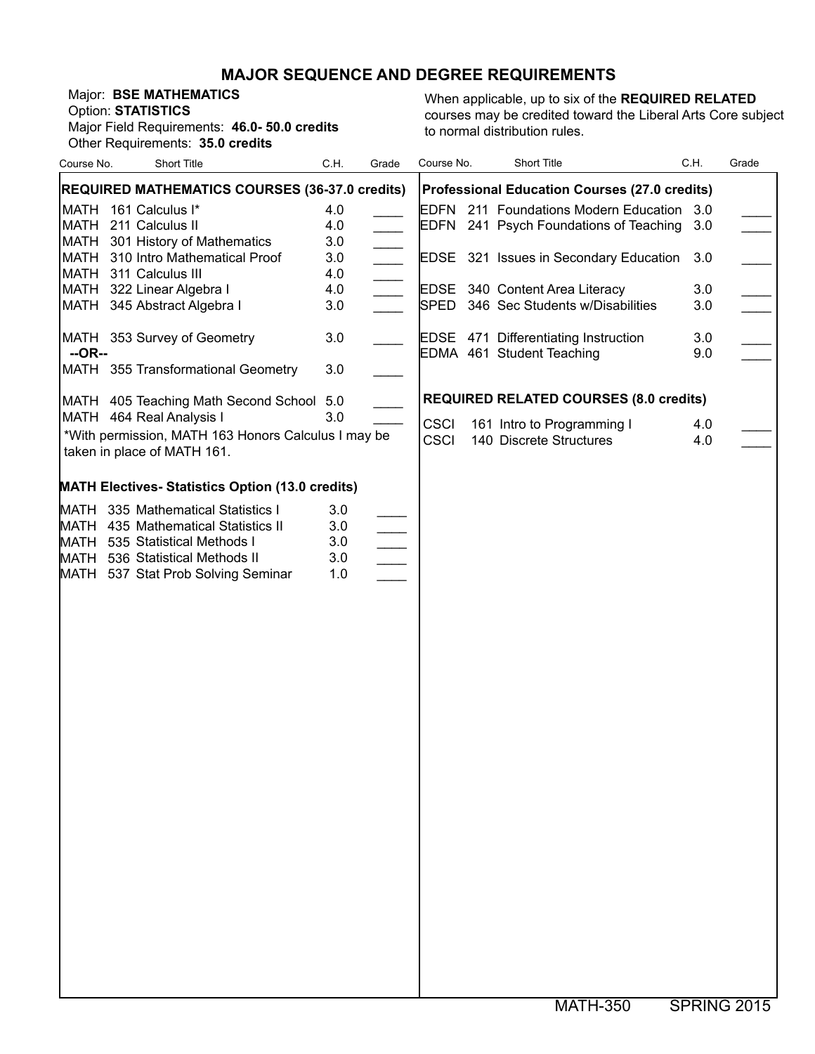# MAJOR SEQUENCE AND DEGREE REQUIREMENTS

Major: **BSE MATHEMATICS**
Option: **STATISTICS**
Major Field Requirements: **46.0- 50.0 credits**
Other Requirements: **35.0 credits**

When applicable, up to six of the **REQUIRED RELATED** courses may be credited toward the Liberal Arts Core subject to normal distribution rules.

### REQUIRED MATHEMATICS COURSES (36-37.0 credits)

| Course No. | Short Title | C.H. | Grade |
|---|---|---|---|
| MATH 161 | Calculus I* | 4.0 | ____ |
| MATH 211 | Calculus II | 4.0 | ____ |
| MATH 301 | History of Mathematics | 3.0 | ____ |
| MATH 310 | Intro Mathematical Proof | 3.0 | ____ |
| MATH 311 | Calculus III | 4.0 | ____ |
| MATH 322 | Linear Algebra I | 4.0 | ____ |
| MATH 345 | Abstract Algebra I | 3.0 | ____ |
| MATH 353 | Survey of Geometry | 3.0 | ____ |
| --OR-- | | | |
| MATH 355 | Transformational Geometry | 3.0 | ____ |
| MATH 405 | Teaching Math Second School | 5.0 | ____ |
| MATH 464 | Real Analysis I | 3.0 | ____ |

*With permission, MATH 163 Honors Calculus I may be taken in place of MATH 161.

### MATH Electives- Statistics Option (13.0 credits)

| Course No. | Short Title | C.H. | Grade |
|---|---|---|---|
| MATH 335 | Mathematical Statistics I | 3.0 | ____ |
| MATH 435 | Mathematical Statistics II | 3.0 | ____ |
| MATH 535 | Statistical Methods I | 3.0 | ____ |
| MATH 536 | Statistical Methods II | 3.0 | ____ |
| MATH 537 | Stat Prob Solving Seminar | 1.0 | ____ |

### Professional Education Courses (27.0 credits)

| Course No. | Short Title | C.H. | Grade |
|---|---|---|---|
| EDFN 211 | Foundations Modern Education | 3.0 | ____ |
| EDFN 241 | Psych Foundations of Teaching | 3.0 | ____ |
| EDSE 321 | Issues in Secondary Education | 3.0 | ____ |
| EDSE 340 | Content Area Literacy | 3.0 | ____ |
| SPED 346 | Sec Students w/Disabilities | 3.0 | ____ |
| EDSE 471 | Differentiating Instruction | 3.0 | ____ |
| EDMA 461 | Student Teaching | 9.0 | ____ |

### REQUIRED RELATED COURSES (8.0 credits)

| Course No. | Short Title | C.H. | Grade |
|---|---|---|---|
| CSCI 161 | Intro to Programming I | 4.0 | ____ |
| CSCI 140 | Discrete Structures | 4.0 | ____ |

MATH-350 SPRING 2015